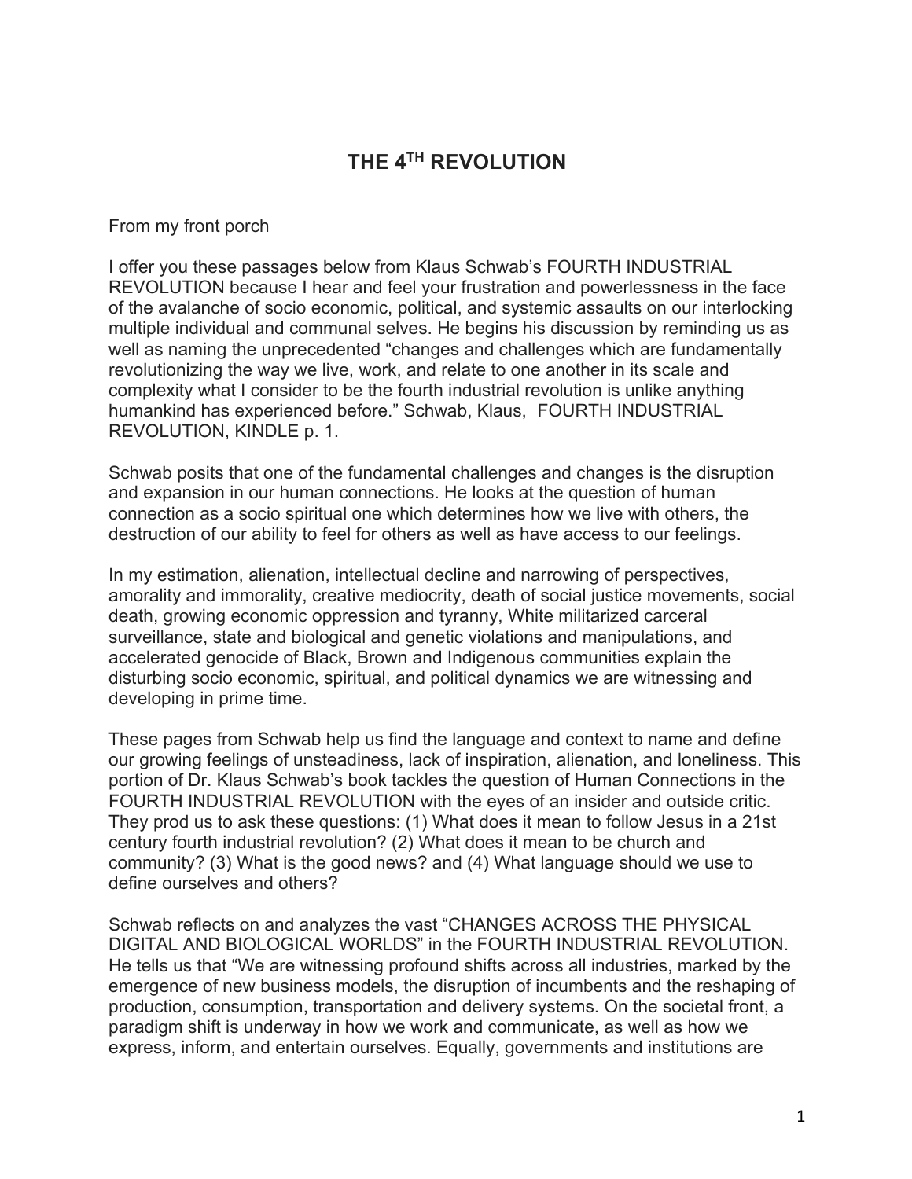# THE 4TH REVOLUTION

From my front porch

I offer you these passages below from Klaus Schwab's FOURTH INDUSTRIAL REVOLUTION because I hear and feel your frustration and powerlessness in the face of the avalanche of socio economic, political, and systemic assaults on our interlocking multiple individual and communal selves. He begins his discussion by reminding us as well as naming the unprecedented "changes and challenges which are fundamentally revolutionizing the way we live, work, and relate to one another in its scale and complexity what I consider to be the fourth industrial revolution is unlike anything humankind has experienced before." Schwab, Klaus, FOURTH INDUSTRIAL REVOLUTION, KINDLE p. 1.

Schwab posits that one of the fundamental challenges and changes is the disruption and expansion in our human connections. He looks at the question of human connection as a socio spiritual one which determines how we live with others, the destruction of our ability to feel for others as well as have access to our feelings.

In my estimation, alienation, intellectual decline and narrowing of perspectives, amorality and immorality, creative mediocrity, death of social justice movements, social death, growing economic oppression and tyranny, White militarized carceral surveillance, state and biological and genetic violations and manipulations, and accelerated genocide of Black, Brown and Indigenous communities explain the disturbing socio economic, spiritual, and political dynamics we are witnessing and developing in prime time.

These pages from Schwab help us find the language and context to name and define our growing feelings of unsteadiness, lack of inspiration, alienation, and loneliness. This portion of Dr. Klaus Schwab's book tackles the question of Human Connections in the FOURTH INDUSTRIAL REVOLUTION with the eyes of an insider and outside critic. They prod us to ask these questions: (1) What does it mean to follow Jesus in a 21st century fourth industrial revolution? (2) What does it mean to be church and community? (3) What is the good news? and (4) What language should we use to define ourselves and others?

Schwab reflects on and analyzes the vast "CHANGES ACROSS THE PHYSICAL DIGITAL AND BIOLOGICAL WORLDS" in the FOURTH INDUSTRIAL REVOLUTION. He tells us that "We are witnessing profound shifts across all industries, marked by the emergence of new business models, the disruption of incumbents and the reshaping of production, consumption, transportation and delivery systems. On the societal front, a paradigm shift is underway in how we work and communicate, as well as how we express, inform, and entertain ourselves. Equally, governments and institutions are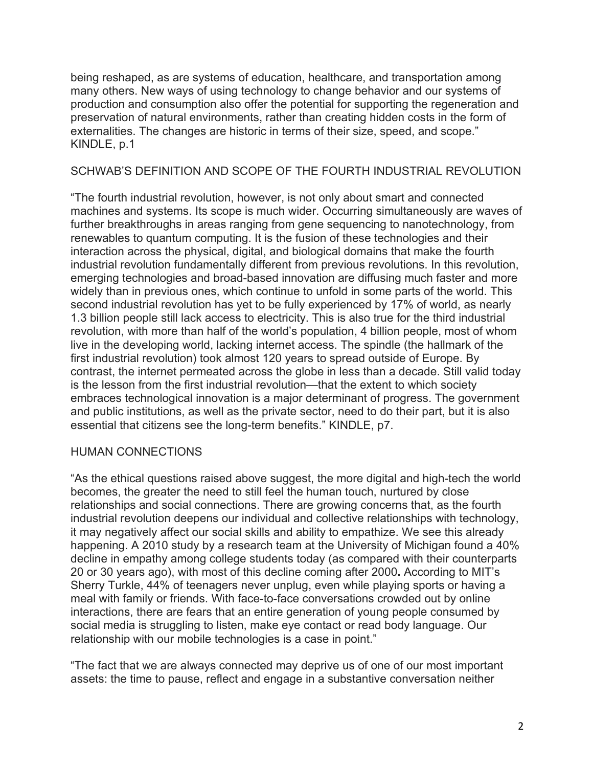being reshaped, as are systems of education, healthcare, and transportation among many others. New ways of using technology to change behavior and our systems of production and consumption also offer the potential for supporting the regeneration and preservation of natural environments, rather than creating hidden costs in the form of externalities. The changes are historic in terms of their size, speed, and scope." KINDLE, p.1

## SCHWAB'S DEFINITION AND SCOPE OF THE FOURTH INDUSTRIAL REVOLUTION

"The fourth industrial revolution, however, is not only about smart and connected machines and systems. Its scope is much wider. Occurring simultaneously are waves of further breakthroughs in areas ranging from gene sequencing to nanotechnology, from renewables to quantum computing. It is the fusion of these technologies and their interaction across the physical, digital, and biological domains that make the fourth industrial revolution fundamentally different from previous revolutions. In this revolution, emerging technologies and broad-based innovation are diffusing much faster and more widely than in previous ones, which continue to unfold in some parts of the world. This second industrial revolution has yet to be fully experienced by 17% of world, as nearly 1.3 billion people still lack access to electricity. This is also true for the third industrial revolution, with more than half of the world's population, 4 billion people, most of whom live in the developing world, lacking internet access. The spindle (the hallmark of the first industrial revolution) took almost 120 years to spread outside of Europe. By contrast, the internet permeated across the globe in less than a decade. Still valid today is the lesson from the first industrial revolution—that the extent to which society embraces technological innovation is a major determinant of progress. The government and public institutions, as well as the private sector, need to do their part, but it is also essential that citizens see the long-term benefits." KINDLE, p7.

## HUMAN CONNECTIONS

"As the ethical questions raised above suggest, the more digital and high-tech the world becomes, the greater the need to still feel the human touch, nurtured by close relationships and social connections. There are growing concerns that, as the fourth industrial revolution deepens our individual and collective relationships with technology, it may negatively affect our social skills and ability to empathize. We see this already happening. A 2010 study by a research team at the University of Michigan found a 40% decline in empathy among college students today (as compared with their counterparts 20 or 30 years ago), with most of this decline coming after 2000**.** According to MIT's Sherry Turkle, 44% of teenagers never unplug, even while playing sports or having a meal with family or friends. With face-to-face conversations crowded out by online interactions, there are fears that an entire generation of young people consumed by social media is struggling to listen, make eye contact or read body language. Our relationship with our mobile technologies is a case in point."

"The fact that we are always connected may deprive us of one of our most important assets: the time to pause, reflect and engage in a substantive conversation neither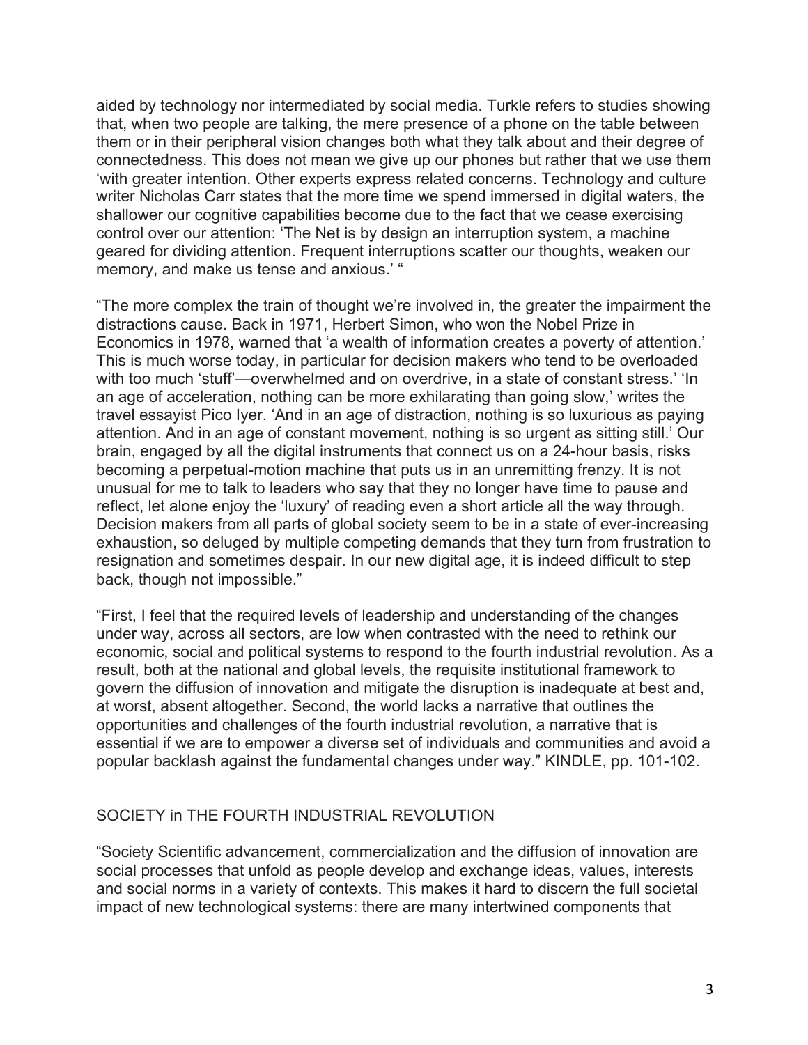aided by technology nor intermediated by social media. Turkle refers to studies showing that, when two people are talking, the mere presence of a phone on the table between them or in their peripheral vision changes both what they talk about and their degree of connectedness. This does not mean we give up our phones but rather that we use them 'with greater intention. Other experts express related concerns. Technology and culture writer Nicholas Carr states that the more time we spend immersed in digital waters, the shallower our cognitive capabilities become due to the fact that we cease exercising control over our attention: 'The Net is by design an interruption system, a machine geared for dividing attention. Frequent interruptions scatter our thoughts, weaken our memory, and make us tense and anxious.' "

"The more complex the train of thought we're involved in, the greater the impairment the distractions cause. Back in 1971, Herbert Simon, who won the Nobel Prize in Economics in 1978, warned that 'a wealth of information creates a poverty of attention.' This is much worse today, in particular for decision makers who tend to be overloaded with too much 'stuff'—overwhelmed and on overdrive, in a state of constant stress.' 'In an age of acceleration, nothing can be more exhilarating than going slow,' writes the travel essayist Pico Iyer. 'And in an age of distraction, nothing is so luxurious as paying attention. And in an age of constant movement, nothing is so urgent as sitting still.' Our brain, engaged by all the digital instruments that connect us on a 24-hour basis, risks becoming a perpetual-motion machine that puts us in an unremitting frenzy. It is not unusual for me to talk to leaders who say that they no longer have time to pause and reflect, let alone enjoy the 'luxury' of reading even a short article all the way through. Decision makers from all parts of global society seem to be in a state of ever-increasing exhaustion, so deluged by multiple competing demands that they turn from frustration to resignation and sometimes despair. In our new digital age, it is indeed difficult to step back, though not impossible."

"First, I feel that the required levels of leadership and understanding of the changes under way, across all sectors, are low when contrasted with the need to rethink our economic, social and political systems to respond to the fourth industrial revolution. As a result, both at the national and global levels, the requisite institutional framework to govern the diffusion of innovation and mitigate the disruption is inadequate at best and, at worst, absent altogether. Second, the world lacks a narrative that outlines the opportunities and challenges of the fourth industrial revolution, a narrative that is essential if we are to empower a diverse set of individuals and communities and avoid a popular backlash against the fundamental changes under way." KINDLE, pp. 101-102.

## SOCIETY in THE FOURTH INDUSTRIAL REVOLUTION

"Society Scientific advancement, commercialization and the diffusion of innovation are social processes that unfold as people develop and exchange ideas, values, interests and social norms in a variety of contexts. This makes it hard to discern the full societal impact of new technological systems: there are many intertwined components that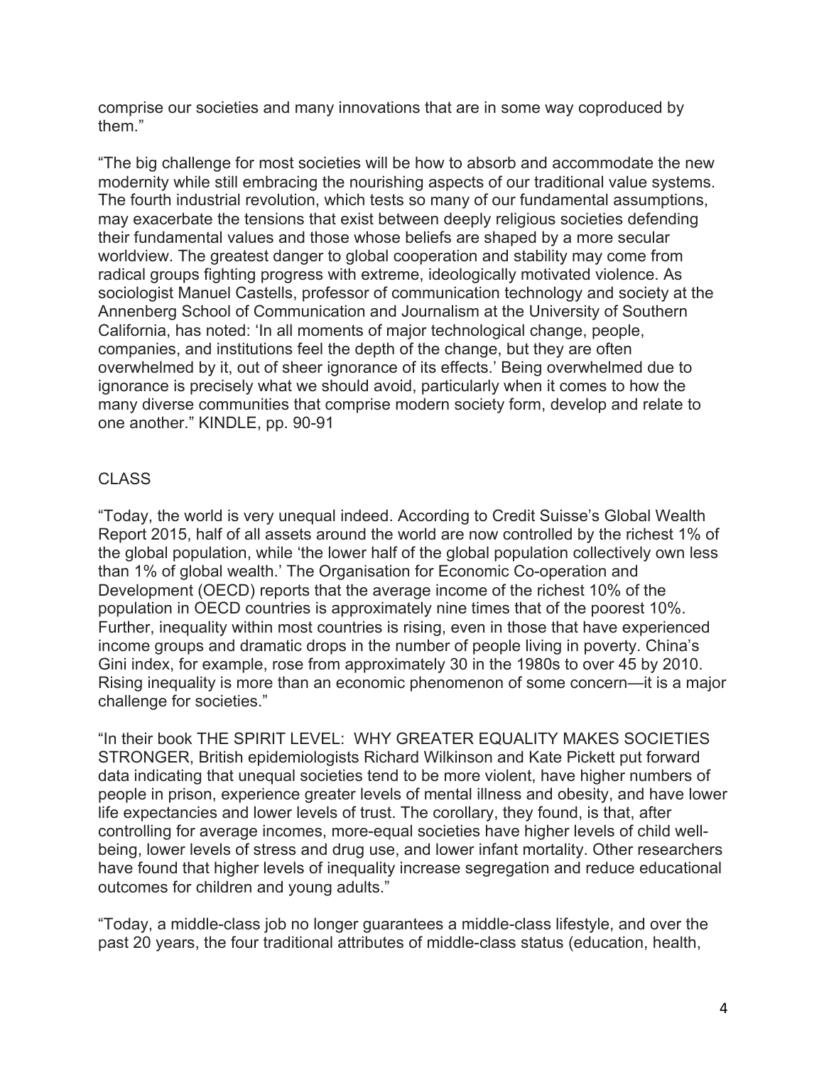comprise our societies and many innovations that are in some way coproduced by them."

"The big challenge for most societies will be how to absorb and accommodate the new modernity while still embracing the nourishing aspects of our traditional value systems. The fourth industrial revolution, which tests so many of our fundamental assumptions, may exacerbate the tensions that exist between deeply religious societies defending their fundamental values and those whose beliefs are shaped by a more secular worldview. The greatest danger to global cooperation and stability may come from radical groups fighting progress with extreme, ideologically motivated violence. As sociologist Manuel Castells, professor of communication technology and society at the Annenberg School of Communication and Journalism at the University of Southern California, has noted: 'In all moments of major technological change, people, companies, and institutions feel the depth of the change, but they are often overwhelmed by it, out of sheer ignorance of its effects.' Being overwhelmed due to ignorance is precisely what we should avoid, particularly when it comes to how the many diverse communities that comprise modern society form, develop and relate to one another." KINDLE, pp. 90-91

CLASS

"Today, the world is very unequal indeed. According to Credit Suisse's Global Wealth Report 2015, half of all assets around the world are now controlled by the richest 1% of the global population, while 'the lower half of the global population collectively own less than 1% of global wealth.' The Organisation for Economic Co-operation and Development (OECD) reports that the average income of the richest 10% of the population in OECD countries is approximately nine times that of the poorest 10%. Further, inequality within most countries is rising, even in those that have experienced income groups and dramatic drops in the number of people living in poverty. China's Gini index, for example, rose from approximately 30 in the 1980s to over 45 by 2010. Rising inequality is more than an economic phenomenon of some concern—it is a major challenge for societies."

"In their book THE SPIRIT LEVEL: WHY GREATER EQUALITY MAKES SOCIETIES STRONGER, British epidemiologists Richard Wilkinson and Kate Pickett put forward data indicating that unequal societies tend to be more violent, have higher numbers of people in prison, experience greater levels of mental illness and obesity, and have lower life expectancies and lower levels of trust. The corollary, they found, is that, after controlling for average incomes, more-equal societies have higher levels of child well-being, lower levels of stress and drug use, and lower infant mortality. Other researchers have found that higher levels of inequality increase segregation and reduce educational outcomes for children and young adults."

"Today, a middle-class job no longer guarantees a middle-class lifestyle, and over the past 20 years, the four traditional attributes of middle-class status (education, health,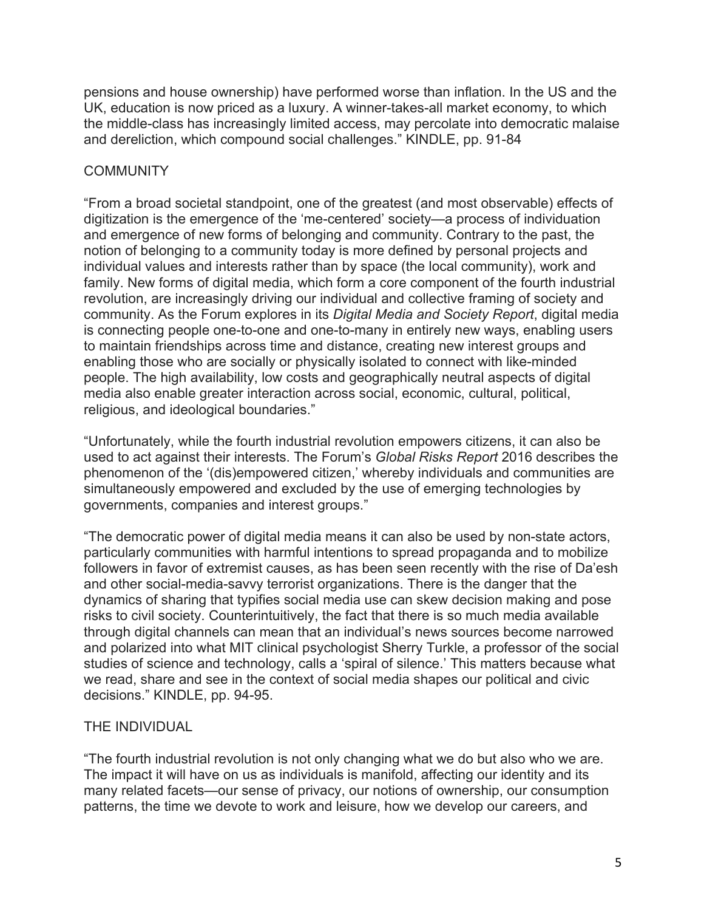pensions and house ownership) have performed worse than inflation. In the US and the UK, education is now priced as a luxury. A winner-takes-all market economy, to which the middle-class has increasingly limited access, may percolate into democratic malaise and dereliction, which compound social challenges." KINDLE, pp. 91-84

## COMMUNITY

"From a broad societal standpoint, one of the greatest (and most observable) effects of digitization is the emergence of the 'me-centered' society—a process of individuation and emergence of new forms of belonging and community. Contrary to the past, the notion of belonging to a community today is more defined by personal projects and individual values and interests rather than by space (the local community), work and family. New forms of digital media, which form a core component of the fourth industrial revolution, are increasingly driving our individual and collective framing of society and community. As the Forum explores in its *Digital Media and Society Report*, digital media is connecting people one-to-one and one-to-many in entirely new ways, enabling users to maintain friendships across time and distance, creating new interest groups and enabling those who are socially or physically isolated to connect with like-minded people. The high availability, low costs and geographically neutral aspects of digital media also enable greater interaction across social, economic, cultural, political, religious, and ideological boundaries."

"Unfortunately, while the fourth industrial revolution empowers citizens, it can also be used to act against their interests. The Forum's *Global Risks Report* 2016 describes the phenomenon of the '(dis)empowered citizen,' whereby individuals and communities are simultaneously empowered and excluded by the use of emerging technologies by governments, companies and interest groups."

"The democratic power of digital media means it can also be used by non-state actors, particularly communities with harmful intentions to spread propaganda and to mobilize followers in favor of extremist causes, as has been seen recently with the rise of Da'esh and other social-media-savvy terrorist organizations. There is the danger that the dynamics of sharing that typifies social media use can skew decision making and pose risks to civil society. Counterintuitively, the fact that there is so much media available through digital channels can mean that an individual's news sources become narrowed and polarized into what MIT clinical psychologist Sherry Turkle, a professor of the social studies of science and technology, calls a 'spiral of silence.' This matters because what we read, share and see in the context of social media shapes our political and civic decisions." KINDLE, pp. 94-95.

## THE INDIVIDUAL

"The fourth industrial revolution is not only changing what we do but also who we are. The impact it will have on us as individuals is manifold, affecting our identity and its many related facets—our sense of privacy, our notions of ownership, our consumption patterns, the time we devote to work and leisure, how we develop our careers, and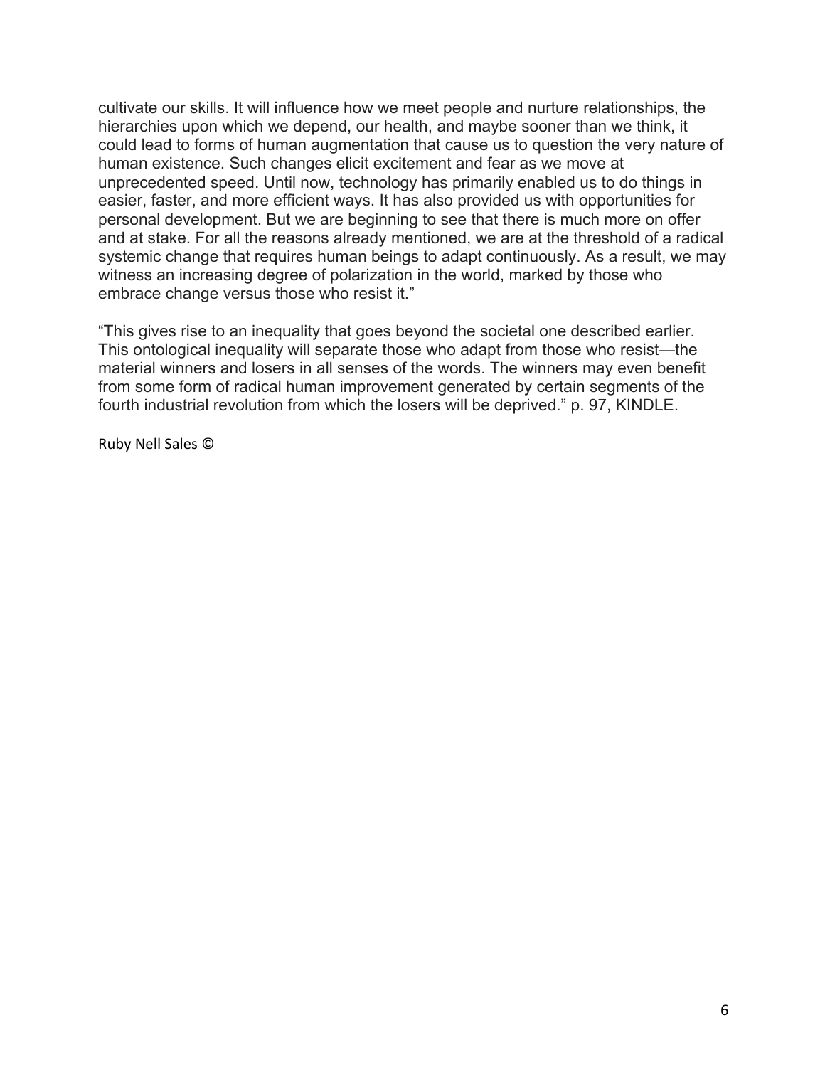cultivate our skills. It will influence how we meet people and nurture relationships, the hierarchies upon which we depend, our health, and maybe sooner than we think, it could lead to forms of human augmentation that cause us to question the very nature of human existence. Such changes elicit excitement and fear as we move at unprecedented speed. Until now, technology has primarily enabled us to do things in easier, faster, and more efficient ways. It has also provided us with opportunities for personal development. But we are beginning to see that there is much more on offer and at stake. For all the reasons already mentioned, we are at the threshold of a radical systemic change that requires human beings to adapt continuously. As a result, we may witness an increasing degree of polarization in the world, marked by those who embrace change versus those who resist it."

"This gives rise to an inequality that goes beyond the societal one described earlier. This ontological inequality will separate those who adapt from those who resist—the material winners and losers in all senses of the words. The winners may even benefit from some form of radical human improvement generated by certain segments of the fourth industrial revolution from which the losers will be deprived." p. 97, KINDLE.

Ruby Nell Sales ©